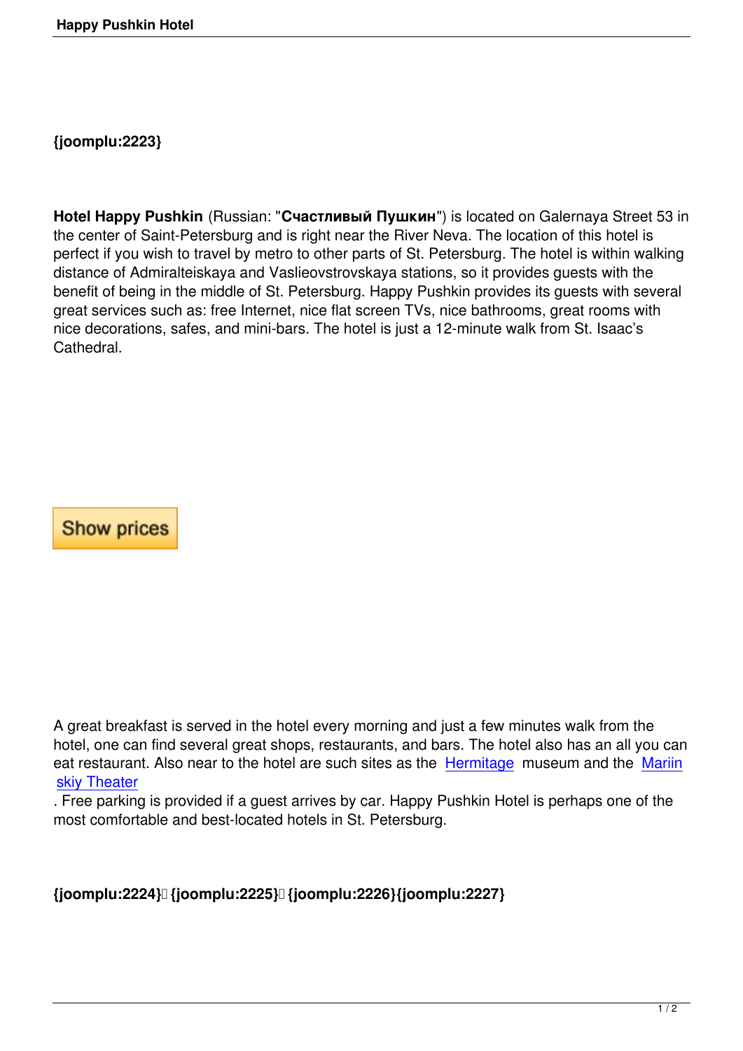{joomplu:2223}

**Hotel Happy Pushkin** (Russian: "**Счастливый Пушкин**") is located on Galernaya Street 53 in the center of Saint-Petersburg and is right near the River Neva. The location of this hotel is perfect if you wish to travel by metro to other parts of St. Petersburg. The hotel is within walking distance of Admiralteiskaya and Vaslieovstrovskaya stations, so it provides guests with the benefit of being in the middle of St. Petersburg. Happy Pushkin provides its guests with several great services such as: free Internet, nice flat screen TVs, nice bathrooms, great rooms with nice decorations, safes, and mini-bars. The hotel is just a 12-minute walk from St. Isaac's Cathedral.

Show prices

A great breakfast is served in the hotel every morning and just a few minutes walk from the hotel, one can find several great shops, restaurants, and bars. The hotel also has an all you can eat restaurant. Also near to the hotel are such sites as the Hermitage museum and the Mariinskiy Theater. Free parking is provided if a guest arrives by car. Happy Pushkin Hotel is perhaps one of the most comfortable and best-located hotels in St. Petersburg.

{joomplu:2224} {joomplu:2225} {joomplu:2226}{joomplu:2227}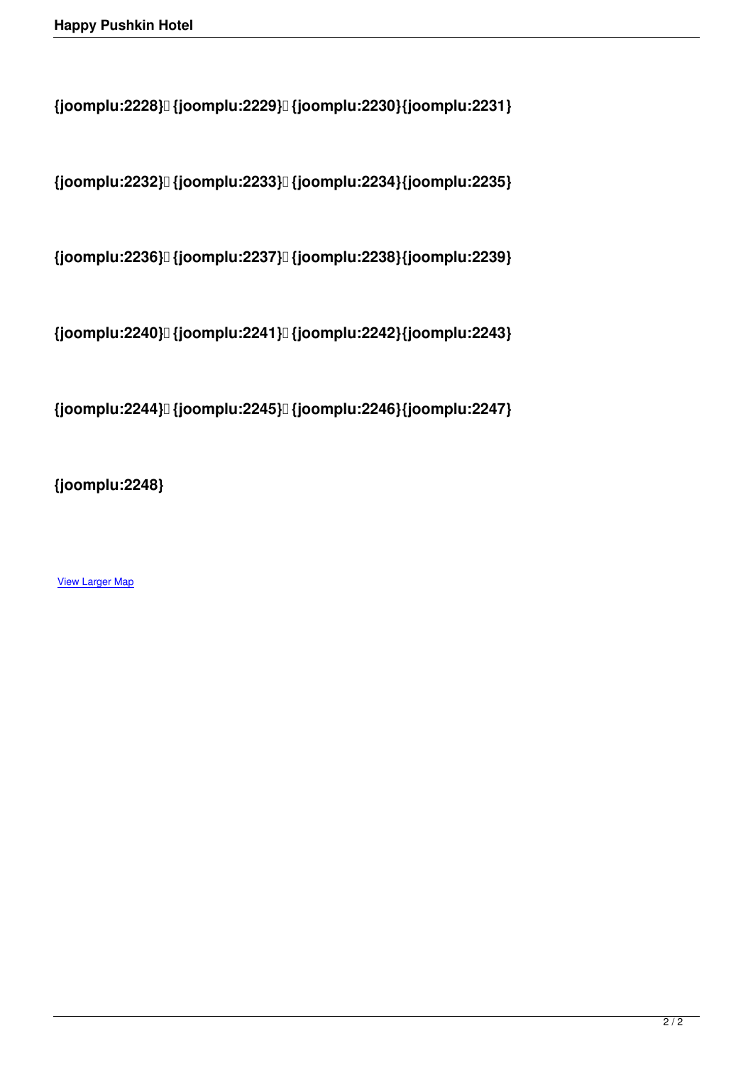**{joomplu:2228} {joomplu:2229} {joomplu:2230}{joomplu:2231}**

**{joomplu:2232} {joomplu:2233} {joomplu:2234}{joomplu:2235}**

**{joomplu:2236} {joomplu:2237} {joomplu:2238}{joomplu:2239}**

**{joomplu:2240} {joomplu:2241} {joomplu:2242}{joomplu:2243}**

**{joomplu:2244} {joomplu:2245} {joomplu:2246}{joomplu:2247}**

**{joomplu:2248}**

View Larger Map